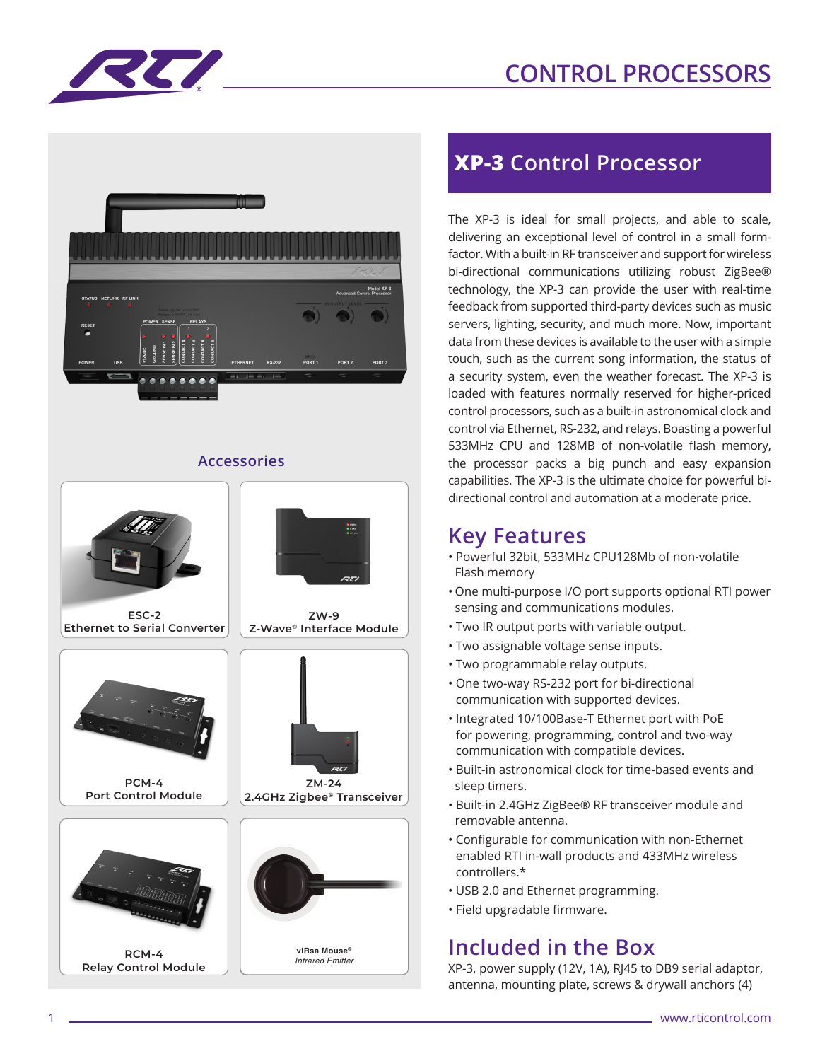# CONTROL PROCESSORS

## XP-3 Control Processor

The XP-3 is ideal for small projects, and able to scale, delivering an exceptional level of control in a small form-factor. With a built-in RF transceiver and support for wireless bi-directional communications utilizing robust ZigBee® technology, the XP-3 can provide the user with real-time feedback from supported third-party devices such as music servers, lighting, security, and much more. Now, important data from these devices is available to the user with a simple touch, such as the current song information, the status of a security system, even the weather forecast. The XP-3 is loaded with features normally reserved for higher-priced control processors, such as a built-in astronomical clock and control via Ethernet, RS-232, and relays. Boasting a powerful 533MHz CPU and 128MB of non-volatile flash memory, the processor packs a big punch and easy expansion capabilities. The XP-3 is the ultimate choice for powerful bi-directional control and automation at a moderate price.

## Key Features

- Powerful 32bit, 533MHz CPU128Mb of non-volatile Flash memory
- One multi-purpose I/O port supports optional RTI power sensing and communications modules.
- Two IR output ports with variable output.
- Two assignable voltage sense inputs.
- Two programmable relay outputs.
- One two-way RS-232 port for bi-directional communication with supported devices.
- Integrated 10/100Base-T Ethernet port with PoE for powering, programming, control and two-way communication with compatible devices.
- Built-in astronomical clock for time-based events and sleep timers.
- Built-in 2.4GHz ZigBee® RF transceiver module and removable antenna.
- Configurable for communication with non-Ethernet enabled RTI in-wall products and 433MHz wireless controllers.*
- USB 2.0 and Ethernet programming.
- Field upgradable firmware.

## Included in the Box

XP-3, power supply (12V, 1A), RJ45 to DB9 serial adaptor, antenna, mounting plate, screws & drywall anchors (4)

## Accessories

ESC-2
Ethernet to Serial Converter

ZW-9
Z-Wave® Interface Module

PCM-4
Port Control Module

ZM-24
2.4GHz Zigbee® Transceiver

RCM-4
Relay Control Module

vIRsa Mouse®
*Infrared Emitter*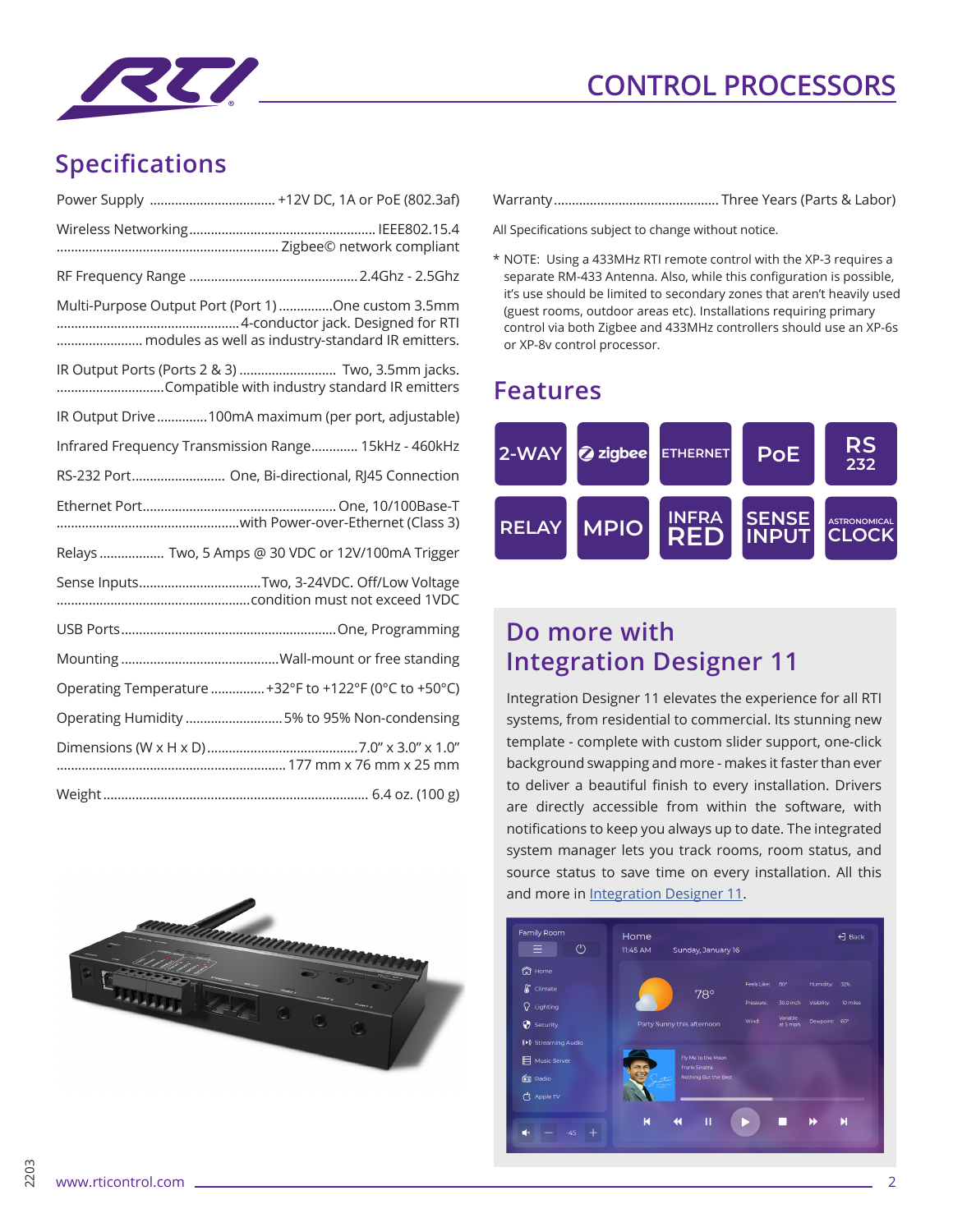# CONTROL PROCESSORS

## Specifications

| | |
|---|---|
| Power Supply | +12V DC, 1A or PoE (802.3af) |
| Wireless Networking | IEEE802.15.4 Zigbee© network compliant |
| RF Frequency Range | 2.4Ghz - 2.5Ghz |
| Multi-Purpose Output Port (Port 1) | One custom 3.5mm 4-conductor jack. Designed for RTI modules as well as industry-standard IR emitters. |
| IR Output Ports (Ports 2 & 3) | Two, 3.5mm jacks. Compatible with industry standard IR emitters |
| IR Output Drive | 100mA maximum (per port, adjustable) |
| Infrared Frequency Transmission Range | 15kHz - 460kHz |
| RS-232 Port | One, Bi-directional, RJ45 Connection |
| Ethernet Port | One, 10/100Base-T with Power-over-Ethernet (Class 3) |
| Relays | Two, 5 Amps @ 30 VDC or 12V/100mA Trigger |
| Sense Inputs | Two, 3-24VDC. Off/Low Voltage condition must not exceed 1VDC |
| USB Ports | One, Programming |
| Mounting | Wall-mount or free standing |
| Operating Temperature | +32°F to +122°F (0°C to +50°C) |
| Operating Humidity | 5% to 95% Non-condensing |
| Dimensions (W x H x D) | 7.0” x 3.0” x 1.0” 177 mm x 76 mm x 25 mm |
| Weight | 6.4 oz. (100 g) |
| Warranty | Three Years (Parts & Labor) |

All Specifications subject to change without notice.

* NOTE: Using a 433MHz RTI remote control with the XP-3 requires a separate RM-433 Antenna. Also, while this configuration is possible, it’s use should be limited to secondary zones that aren’t heavily used (guest rooms, outdoor areas etc). Installations requiring primary control via both Zigbee and 433MHz controllers should use an XP-6s or XP-8v control processor.

## Features

2-WAY · zigbee · ETHERNET · PoE · RS 232 · RELAY · MPIO · INFRA RED · SENSE INPUT · ASTRONOMICAL CLOCK

## Do more with Integration Designer 11

Integration Designer 11 elevates the experience for all RTI systems, from residential to commercial. Its stunning new template - complete with custom slider support, one-click background swapping and more - makes it faster than ever to deliver a beautiful finish to every installation. Drivers are directly accessible from within the software, with notifications to keep you always up to date. The integrated system manager lets you track rooms, room status, and source status to save time on every installation. All this and more in Integration Designer 11.

www.rticontrol.com

2203